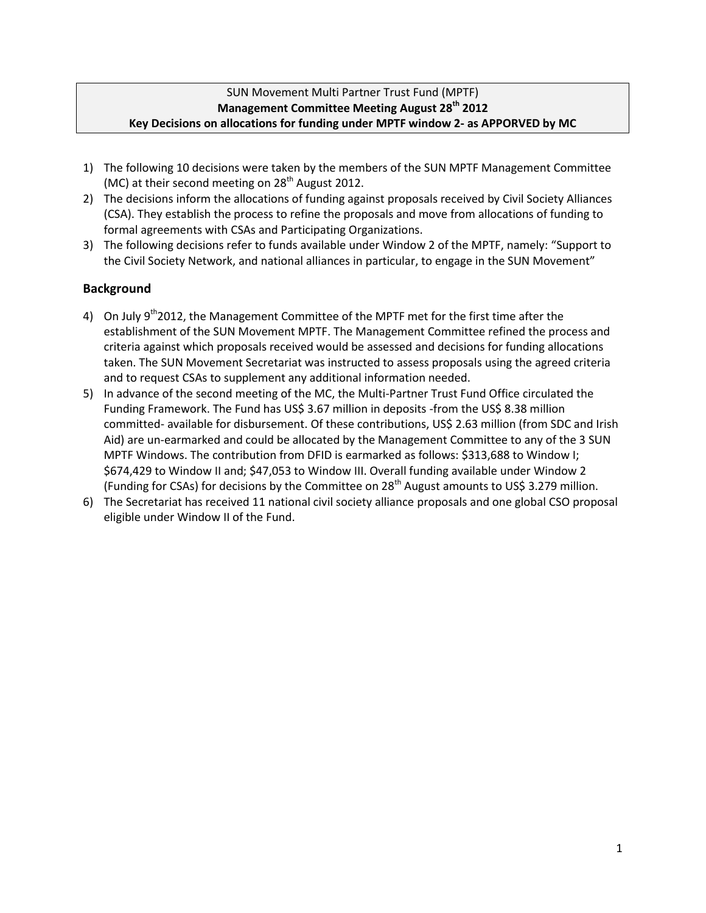SUN Movement Multi Partner Trust Fund (MPTF)

**Management Committee Meeting August 28th 2012**

**Key Decisions on allocations for funding under MPTF window 2- as APPORVED by MC**

1) The following 10 decisions were taken by the members of the SUN MPTF Management Committee (MC) at their second meeting on 28th August 2012.
2) The decisions inform the allocations of funding against proposals received by Civil Society Alliances (CSA). They establish the process to refine the proposals and move from allocations of funding to formal agreements with CSAs and Participating Organizations.
3) The following decisions refer to funds available under Window 2 of the MPTF, namely: "Support to the Civil Society Network, and national alliances in particular, to engage in the SUN Movement"

## Background

4) On July 9th2012, the Management Committee of the MPTF met for the first time after the establishment of the SUN Movement MPTF. The Management Committee refined the process and criteria against which proposals received would be assessed and decisions for funding allocations taken. The SUN Movement Secretariat was instructed to assess proposals using the agreed criteria and to request CSAs to supplement any additional information needed.
5) In advance of the second meeting of the MC, the Multi-Partner Trust Fund Office circulated the Funding Framework. The Fund has US$ 3.67 million in deposits -from the US$ 8.38 million committed- available for disbursement. Of these contributions, US$ 2.63 million (from SDC and Irish Aid) are un-earmarked and could be allocated by the Management Committee to any of the 3 SUN MPTF Windows. The contribution from DFID is earmarked as follows: $313,688 to Window I; $674,429 to Window II and; $47,053 to Window III. Overall funding available under Window 2 (Funding for CSAs) for decisions by the Committee on 28th August amounts to US$ 3.279 million.
6) The Secretariat has received 11 national civil society alliance proposals and one global CSO proposal eligible under Window II of the Fund.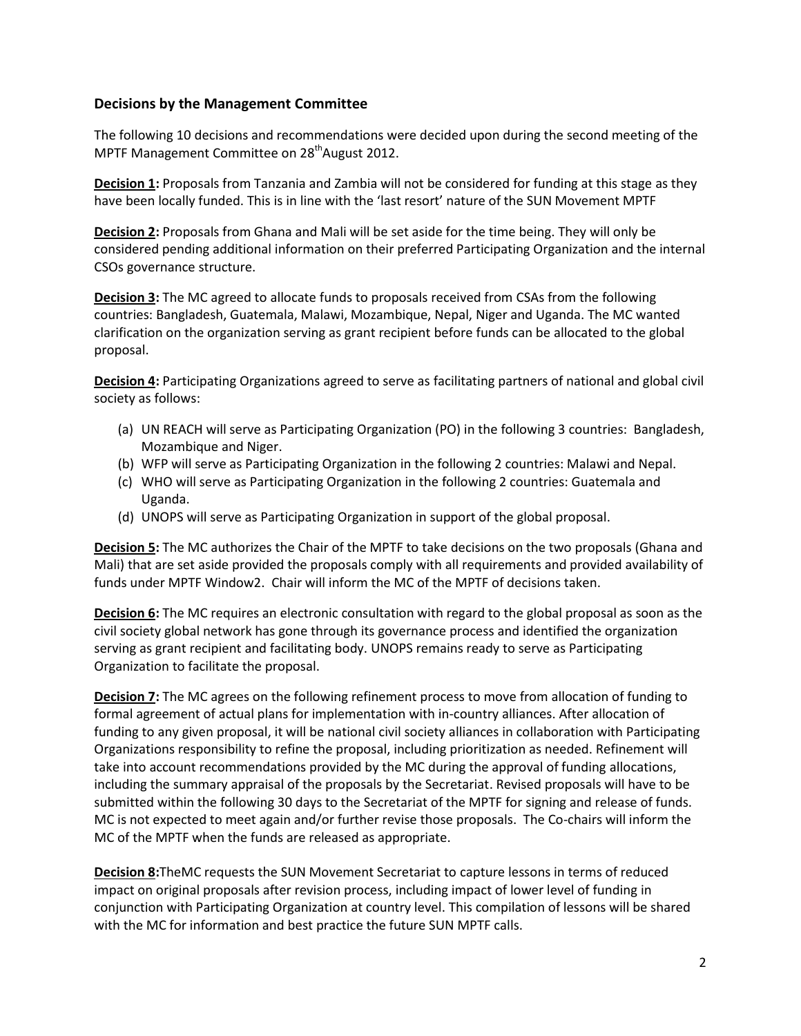## Decisions by the Management Committee

The following 10 decisions and recommendations were decided upon during the second meeting of the MPTF Management Committee on 28th August 2012.

**Decision 1:** Proposals from Tanzania and Zambia will not be considered for funding at this stage as they have been locally funded. This is in line with the 'last resort' nature of the SUN Movement MPTF

**Decision 2:** Proposals from Ghana and Mali will be set aside for the time being. They will only be considered pending additional information on their preferred Participating Organization and the internal CSOs governance structure.

**Decision 3:** The MC agreed to allocate funds to proposals received from CSAs from the following countries: Bangladesh, Guatemala, Malawi, Mozambique, Nepal, Niger and Uganda. The MC wanted clarification on the organization serving as grant recipient before funds can be allocated to the global proposal.

**Decision 4:** Participating Organizations agreed to serve as facilitating partners of national and global civil society as follows:

(a) UN REACH will serve as Participating Organization (PO) in the following 3 countries: Bangladesh, Mozambique and Niger.
(b) WFP will serve as Participating Organization in the following 2 countries: Malawi and Nepal.
(c) WHO will serve as Participating Organization in the following 2 countries: Guatemala and Uganda.
(d) UNOPS will serve as Participating Organization in support of the global proposal.

**Decision 5:** The MC authorizes the Chair of the MPTF to take decisions on the two proposals (Ghana and Mali) that are set aside provided the proposals comply with all requirements and provided availability of funds under MPTF Window2. Chair will inform the MC of the MPTF of decisions taken.

**Decision 6:** The MC requires an electronic consultation with regard to the global proposal as soon as the civil society global network has gone through its governance process and identified the organization serving as grant recipient and facilitating body. UNOPS remains ready to serve as Participating Organization to facilitate the proposal.

**Decision 7:** The MC agrees on the following refinement process to move from allocation of funding to formal agreement of actual plans for implementation with in-country alliances. After allocation of funding to any given proposal, it will be national civil society alliances in collaboration with Participating Organizations responsibility to refine the proposal, including prioritization as needed. Refinement will take into account recommendations provided by the MC during the approval of funding allocations, including the summary appraisal of the proposals by the Secretariat. Revised proposals will have to be submitted within the following 30 days to the Secretariat of the MPTF for signing and release of funds. MC is not expected to meet again and/or further revise those proposals. The Co-chairs will inform the MC of the MPTF when the funds are released as appropriate.

**Decision 8:** TheMC requests the SUN Movement Secretariat to capture lessons in terms of reduced impact on original proposals after revision process, including impact of lower level of funding in conjunction with Participating Organization at country level. This compilation of lessons will be shared with the MC for information and best practice the future SUN MPTF calls.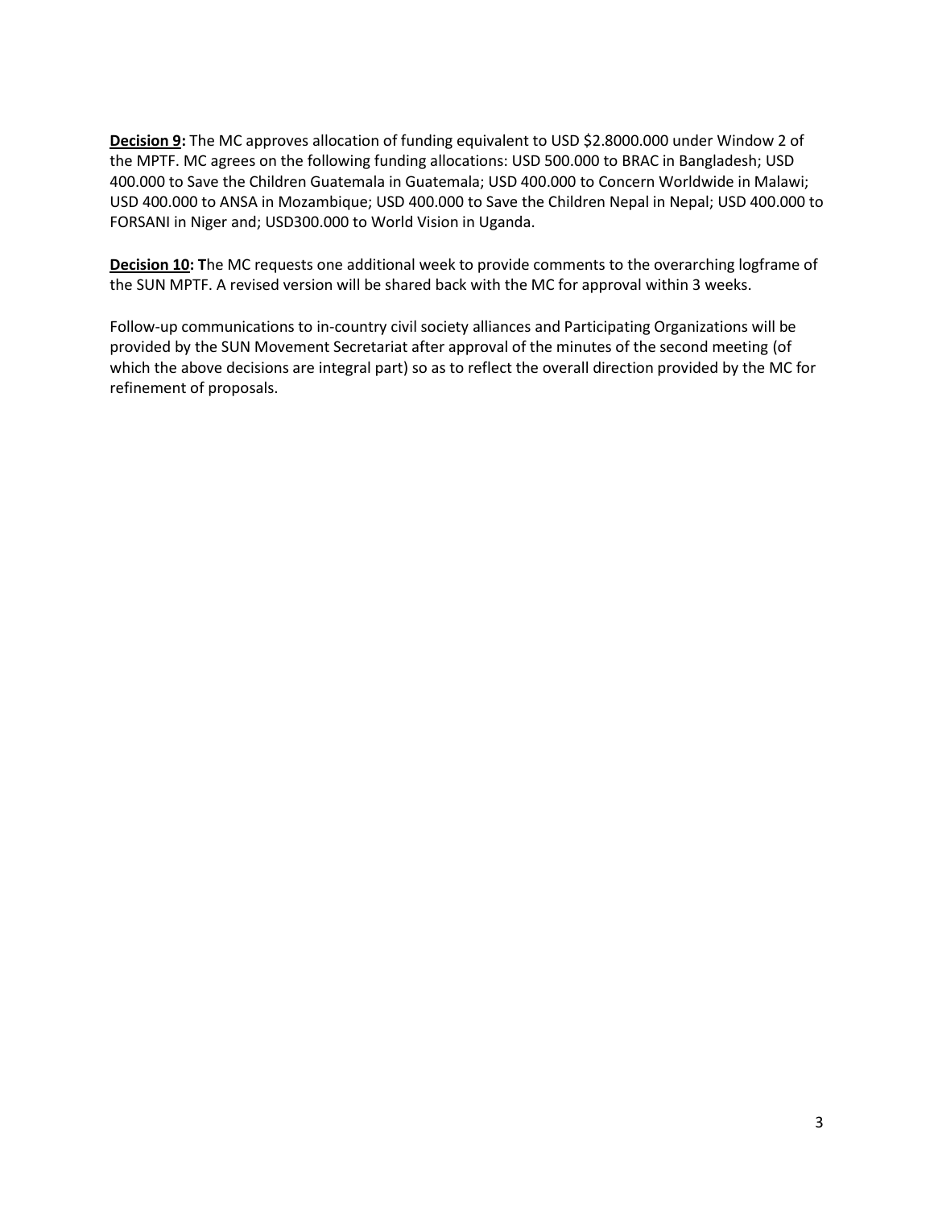**<u>Decision 9</u>:** The MC approves allocation of funding equivalent to USD $2.8000.000 under Window 2 of the MPTF. MC agrees on the following funding allocations: USD 500.000 to BRAC in Bangladesh; USD 400.000 to Save the Children Guatemala in Guatemala; USD 400.000 to Concern Worldwide in Malawi; USD 400.000 to ANSA in Mozambique; USD 400.000 to Save the Children Nepal in Nepal; USD 400.000 to FORSANI in Niger and; USD300.000 to World Vision in Uganda.

**<u>Decision 10</u>: T**he MC requests one additional week to provide comments to the overarching logframe of the SUN MPTF. A revised version will be shared back with the MC for approval within 3 weeks.

Follow-up communications to in-country civil society alliances and Participating Organizations will be provided by the SUN Movement Secretariat after approval of the minutes of the second meeting (of which the above decisions are integral part) so as to reflect the overall direction provided by the MC for refinement of proposals.